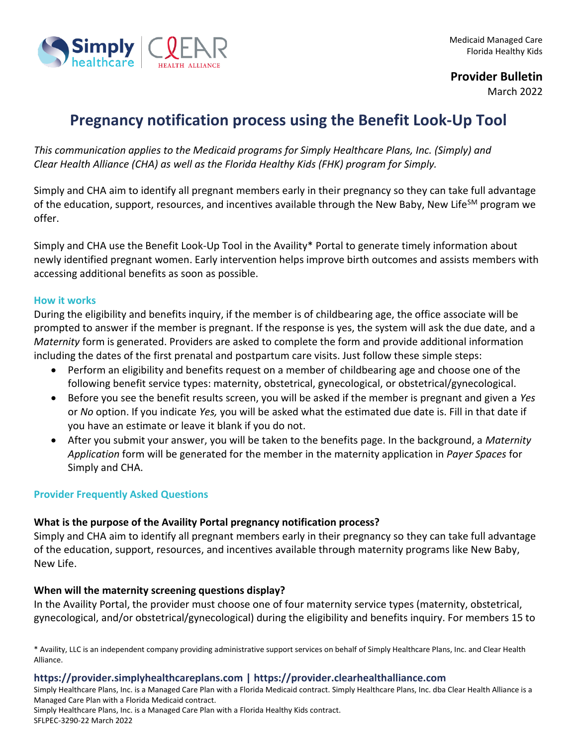Medicaid Managed Care
Florida Healthy Kids

**Provider Bulletin**
March 2022

# Pregnancy notification process using the Benefit Look-Up Tool

*This communication applies to the Medicaid programs for Simply Healthcare Plans, Inc. (Simply) and Clear Health Alliance (CHA) as well as the Florida Healthy Kids (FHK) program for Simply.*

Simply and CHA aim to identify all pregnant members early in their pregnancy so they can take full advantage of the education, support, resources, and incentives available through the New Baby, New Life[SM] program we offer.

Simply and CHA use the Benefit Look-Up Tool in the Availity* Portal to generate timely information about newly identified pregnant women. Early intervention helps improve birth outcomes and assists members with accessing additional benefits as soon as possible.

## How it works

During the eligibility and benefits inquiry, if the member is of childbearing age, the office associate will be prompted to answer if the member is pregnant. If the response is yes, the system will ask the due date, and a *Maternity* form is generated. Providers are asked to complete the form and provide additional information including the dates of the first prenatal and postpartum care visits. Just follow these simple steps:

- Perform an eligibility and benefits request on a member of childbearing age and choose one of the following benefit service types: maternity, obstetrical, gynecological, or obstetrical/gynecological.
- Before you see the benefit results screen, you will be asked if the member is pregnant and given a *Yes* or *No* option. If you indicate *Yes,* you will be asked what the estimated due date is. Fill in that date if you have an estimate or leave it blank if you do not.
- After you submit your answer, you will be taken to the benefits page. In the background, a *Maternity Application* form will be generated for the member in the maternity application in *Payer Spaces* for Simply and CHA.

## Provider Frequently Asked Questions

### What is the purpose of the Availity Portal pregnancy notification process?

Simply and CHA aim to identify all pregnant members early in their pregnancy so they can take full advantage of the education, support, resources, and incentives available through maternity programs like New Baby, New Life.

### When will the maternity screening questions display?

In the Availity Portal, the provider must choose one of four maternity service types (maternity, obstetrical, gynecological, and/or obstetrical/gynecological) during the eligibility and benefits inquiry. For members 15 to

\* Availity, LLC is an independent company providing administrative support services on behalf of Simply Healthcare Plans, Inc. and Clear Health Alliance.

**https://provider.simplyhealthcareplans.com | https://provider.clearhealthalliance.com**

Simply Healthcare Plans, Inc. is a Managed Care Plan with a Florida Medicaid contract. Simply Healthcare Plans, Inc. dba Clear Health Alliance is a Managed Care Plan with a Florida Medicaid contract.
Simply Healthcare Plans, Inc. is a Managed Care Plan with a Florida Healthy Kids contract.
SFLPEC-3290-22 March 2022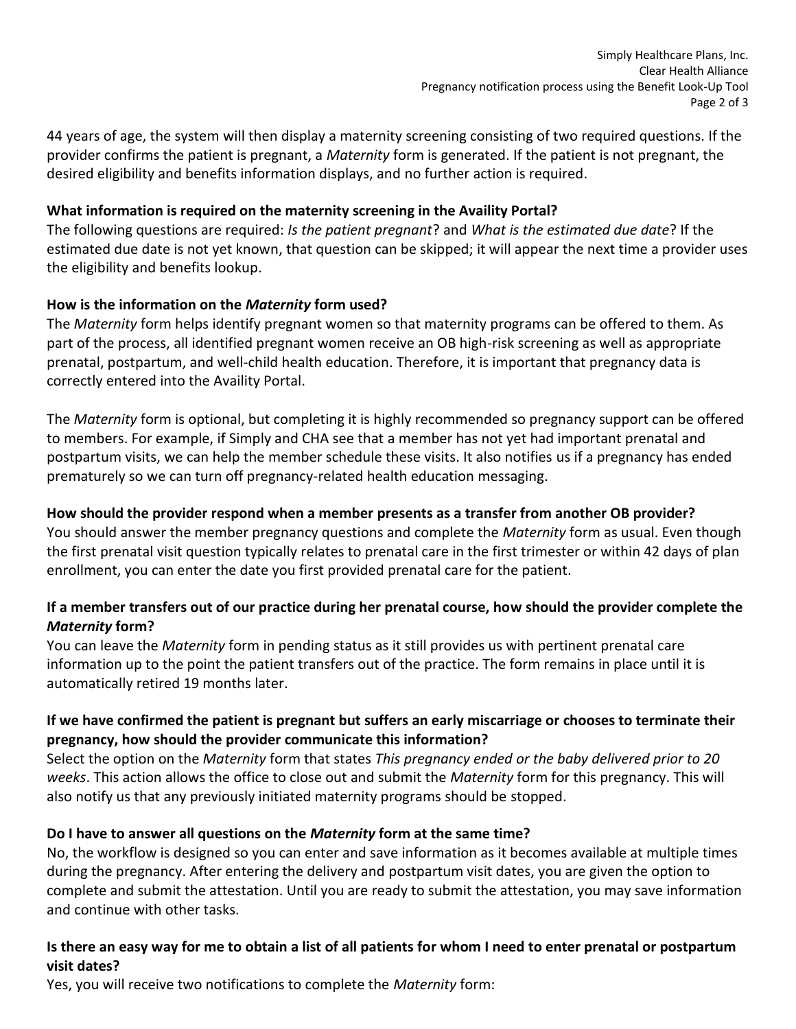44 years of age, the system will then display a maternity screening consisting of two required questions. If the provider confirms the patient is pregnant, a *Maternity* form is generated. If the patient is not pregnant, the desired eligibility and benefits information displays, and no further action is required.

**What information is required on the maternity screening in the Availity Portal?**

The following questions are required: *Is the patient pregnant*? and *What is the estimated due date*? If the estimated due date is not yet known, that question can be skipped; it will appear the next time a provider uses the eligibility and benefits lookup.

**How is the information on the *Maternity* form used?**

The *Maternity* form helps identify pregnant women so that maternity programs can be offered to them. As part of the process, all identified pregnant women receive an OB high-risk screening as well as appropriate prenatal, postpartum, and well-child health education. Therefore, it is important that pregnancy data is correctly entered into the Availity Portal.

The *Maternity* form is optional, but completing it is highly recommended so pregnancy support can be offered to members. For example, if Simply and CHA see that a member has not yet had important prenatal and postpartum visits, we can help the member schedule these visits. It also notifies us if a pregnancy has ended prematurely so we can turn off pregnancy-related health education messaging.

**How should the provider respond when a member presents as a transfer from another OB provider?**

You should answer the member pregnancy questions and complete the *Maternity* form as usual. Even though the first prenatal visit question typically relates to prenatal care in the first trimester or within 42 days of plan enrollment, you can enter the date you first provided prenatal care for the patient.

**If a member transfers out of our practice during her prenatal course, how should the provider complete the *Maternity* form?**

You can leave the *Maternity* form in pending status as it still provides us with pertinent prenatal care information up to the point the patient transfers out of the practice. The form remains in place until it is automatically retired 19 months later.

**If we have confirmed the patient is pregnant but suffers an early miscarriage or chooses to terminate their pregnancy, how should the provider communicate this information?**

Select the option on the *Maternity* form that states *This pregnancy ended or the baby delivered prior to 20 weeks*. This action allows the office to close out and submit the *Maternity* form for this pregnancy. This will also notify us that any previously initiated maternity programs should be stopped.

**Do I have to answer all questions on the *Maternity* form at the same time?**

No, the workflow is designed so you can enter and save information as it becomes available at multiple times during the pregnancy. After entering the delivery and postpartum visit dates, you are given the option to complete and submit the attestation. Until you are ready to submit the attestation, you may save information and continue with other tasks.

**Is there an easy way for me to obtain a list of all patients for whom I need to enter prenatal or postpartum visit dates?**

Yes, you will receive two notifications to complete the *Maternity* form: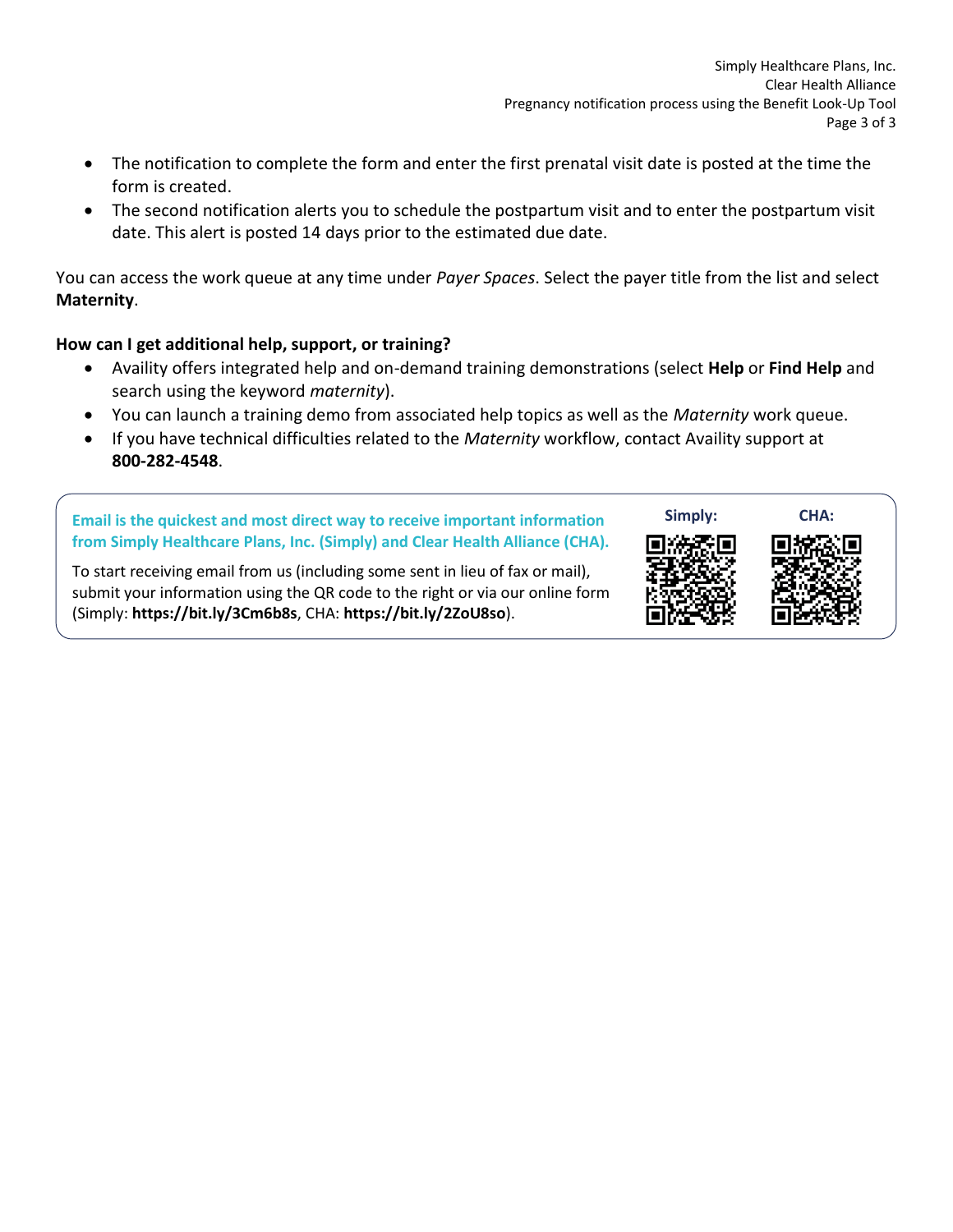- The notification to complete the form and enter the first prenatal visit date is posted at the time the form is created.
- The second notification alerts you to schedule the postpartum visit and to enter the postpartum visit date. This alert is posted 14 days prior to the estimated due date.

You can access the work queue at any time under *Payer Spaces*. Select the payer title from the list and select **Maternity**.

**How can I get additional help, support, or training?**

- Availity offers integrated help and on-demand training demonstrations (select **Help** or **Find Help** and search using the keyword *maternity*).
- You can launch a training demo from associated help topics as well as the *Maternity* work queue.
- If you have technical difficulties related to the *Maternity* workflow, contact Availity support at **800-282-4548**.

**Email is the quickest and most direct way to receive important information from Simply Healthcare Plans, Inc. (Simply) and Clear Health Alliance (CHA).**

To start receiving email from us (including some sent in lieu of fax or mail), submit your information using the QR code to the right or via our online form (Simply: **https://bit.ly/3Cm6b8s**, CHA: **https://bit.ly/2ZoU8so**).

Simply:

CHA: